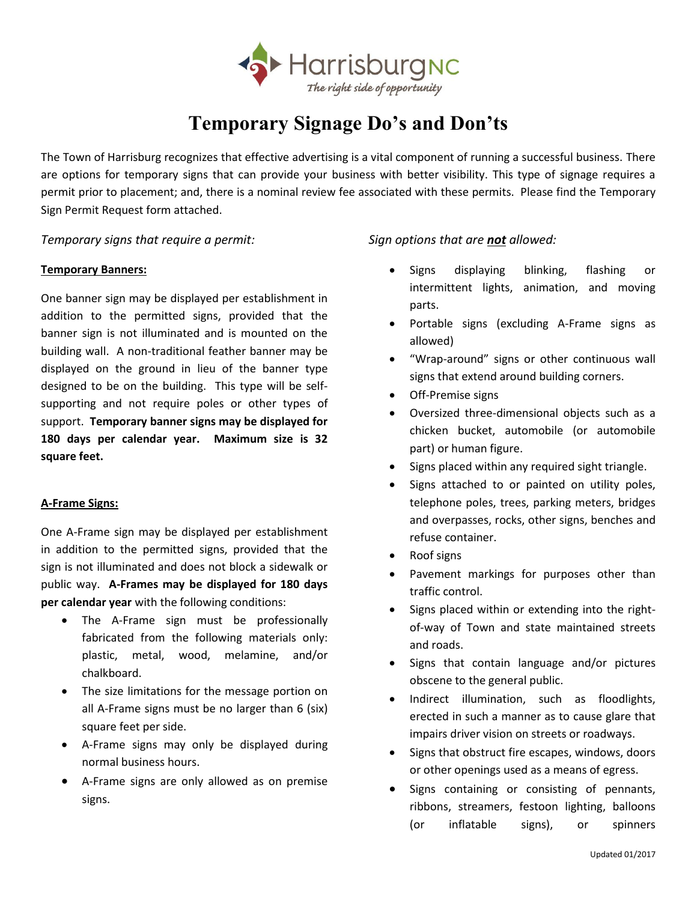HarrisburgNC

*The right side of opportunity*

# Temporary Signage Do's and Don'ts

The Town of Harrisburg recognizes that effective advertising is a vital component of running a successful business. There are options for temporary signs that can provide your business with better visibility. This type of signage requires a permit prior to placement; and, there is a nominal review fee associated with these permits. Please find the Temporary Sign Permit Request form attached.

*Temporary signs that require a permit:*

**Temporary Banners:**

One banner sign may be displayed per establishment in addition to the permitted signs, provided that the banner sign is not illuminated and is mounted on the building wall. A non-traditional feather banner may be displayed on the ground in lieu of the banner type designed to be on the building. This type will be self-supporting and not require poles or other types of support. **Temporary banner signs may be displayed for 180 days per calendar year. Maximum size is 32 square feet.**

**A-Frame Signs:**

One A-Frame sign may be displayed per establishment in addition to the permitted signs, provided that the sign is not illuminated and does not block a sidewalk or public way. **A-Frames may be displayed for 180 days per calendar year** with the following conditions:

- The A-Frame sign must be professionally fabricated from the following materials only: plastic, metal, wood, melamine, and/or chalkboard.
- The size limitations for the message portion on all A-Frame signs must be no larger than 6 (six) square feet per side.
- A-Frame signs may only be displayed during normal business hours.
- A-Frame signs are only allowed as on premise signs.

*Sign options that are **not** allowed:*

- Signs displaying blinking, flashing or intermittent lights, animation, and moving parts.
- Portable signs (excluding A-Frame signs as allowed)
- "Wrap-around" signs or other continuous wall signs that extend around building corners.
- Off-Premise signs
- Oversized three-dimensional objects such as a chicken bucket, automobile (or automobile part) or human figure.
- Signs placed within any required sight triangle.
- Signs attached to or painted on utility poles, telephone poles, trees, parking meters, bridges and overpasses, rocks, other signs, benches and refuse container.
- Roof signs
- Pavement markings for purposes other than traffic control.
- Signs placed within or extending into the right-of-way of Town and state maintained streets and roads.
- Signs that contain language and/or pictures obscene to the general public.
- Indirect illumination, such as floodlights, erected in such a manner as to cause glare that impairs driver vision on streets or roadways.
- Signs that obstruct fire escapes, windows, doors or other openings used as a means of egress.
- Signs containing or consisting of pennants, ribbons, streamers, festoon lighting, balloons (or inflatable signs), or spinners

Updated 01/2017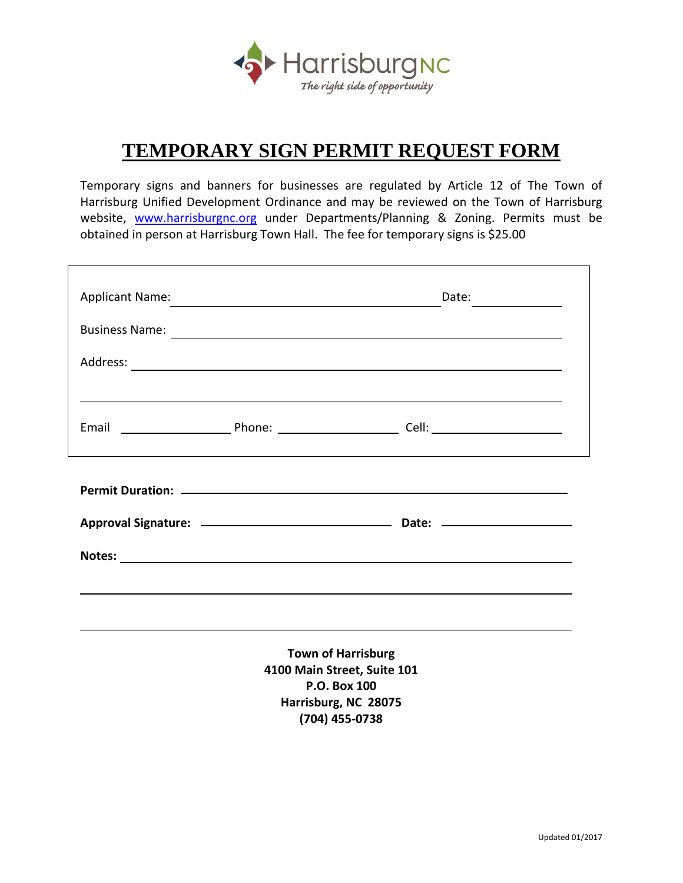HarrisburgNC

*The right side of opportunity*

# TEMPORARY SIGN PERMIT REQUEST FORM

Temporary signs and banners for businesses are regulated by Article 12 of The Town of Harrisburg Unified Development Ordinance and may be reviewed on the Town of Harrisburg website, www.harrisburgnc.org under Departments/Planning & Zoning. Permits must be obtained in person at Harrisburg Town Hall. The fee for temporary signs is $25.00

Applicant Name: ______________________________ Date: __________

Business Name: ______________________________________________

Address: ____________________________________________________

____________________________________________________________

Email ______________ Phone: ______________ Cell: ______________

**Permit Duration:** _____________________________________________

**Approval Signature:** ______________________ **Date:** ______________

**Notes:** _______________________________________________________

____________________________________________________________

____________________________________________________________

**Town of Harrisburg**
**4100 Main Street, Suite 101**
**P.O. Box 100**
**Harrisburg, NC 28075**
**(704) 455-0738**

Updated 01/2017